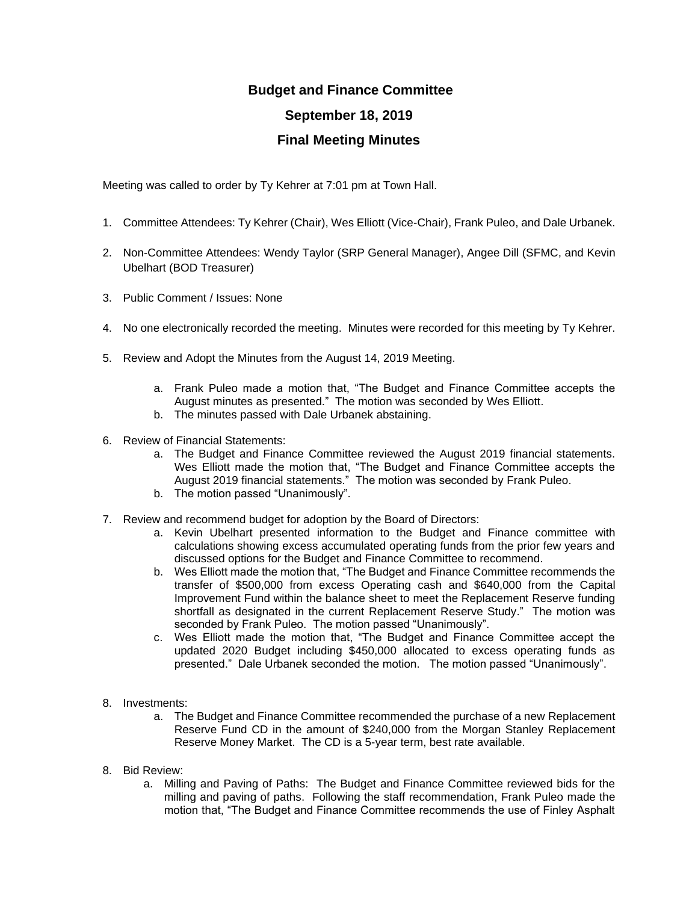# Budget and Finance Committee

## September 18, 2019

## Final Meeting Minutes

Meeting was called to order by Ty Kehrer at 7:01 pm at Town Hall.

1. Committee Attendees: Ty Kehrer (Chair), Wes Elliott (Vice-Chair), Frank Puleo, and Dale Urbanek.

2. Non-Committee Attendees: Wendy Taylor (SRP General Manager), Angee Dill (SFMC, and Kevin Ubelhart (BOD Treasurer)

3. Public Comment / Issues: None

4. No one electronically recorded the meeting. Minutes were recorded for this meeting by Ty Kehrer.

5. Review and Adopt the Minutes from the August 14, 2019 Meeting.

   a. Frank Puleo made a motion that, "The Budget and Finance Committee accepts the August minutes as presented." The motion was seconded by Wes Elliott.
   b. The minutes passed with Dale Urbanek abstaining.

6. Review of Financial Statements:
   a. The Budget and Finance Committee reviewed the August 2019 financial statements. Wes Elliott made the motion that, "The Budget and Finance Committee accepts the August 2019 financial statements." The motion was seconded by Frank Puleo.
   b. The motion passed "Unanimously".

7. Review and recommend budget for adoption by the Board of Directors:
   a. Kevin Ubelhart presented information to the Budget and Finance committee with calculations showing excess accumulated operating funds from the prior few years and discussed options for the Budget and Finance Committee to recommend.
   b. Wes Elliott made the motion that, "The Budget and Finance Committee recommends the transfer of $500,000 from excess Operating cash and $640,000 from the Capital Improvement Fund within the balance sheet to meet the Replacement Reserve funding shortfall as designated in the current Replacement Reserve Study." The motion was seconded by Frank Puleo. The motion passed "Unanimously".
   c. Wes Elliott made the motion that, "The Budget and Finance Committee accept the updated 2020 Budget including $450,000 allocated to excess operating funds as presented." Dale Urbanek seconded the motion. The motion passed "Unanimously".

8. Investments:
   a. The Budget and Finance Committee recommended the purchase of a new Replacement Reserve Fund CD in the amount of $240,000 from the Morgan Stanley Replacement Reserve Money Market. The CD is a 5-year term, best rate available.

8. Bid Review:
   a. Milling and Paving of Paths: The Budget and Finance Committee reviewed bids for the milling and paving of paths. Following the staff recommendation, Frank Puleo made the motion that, "The Budget and Finance Committee recommends the use of Finley Asphalt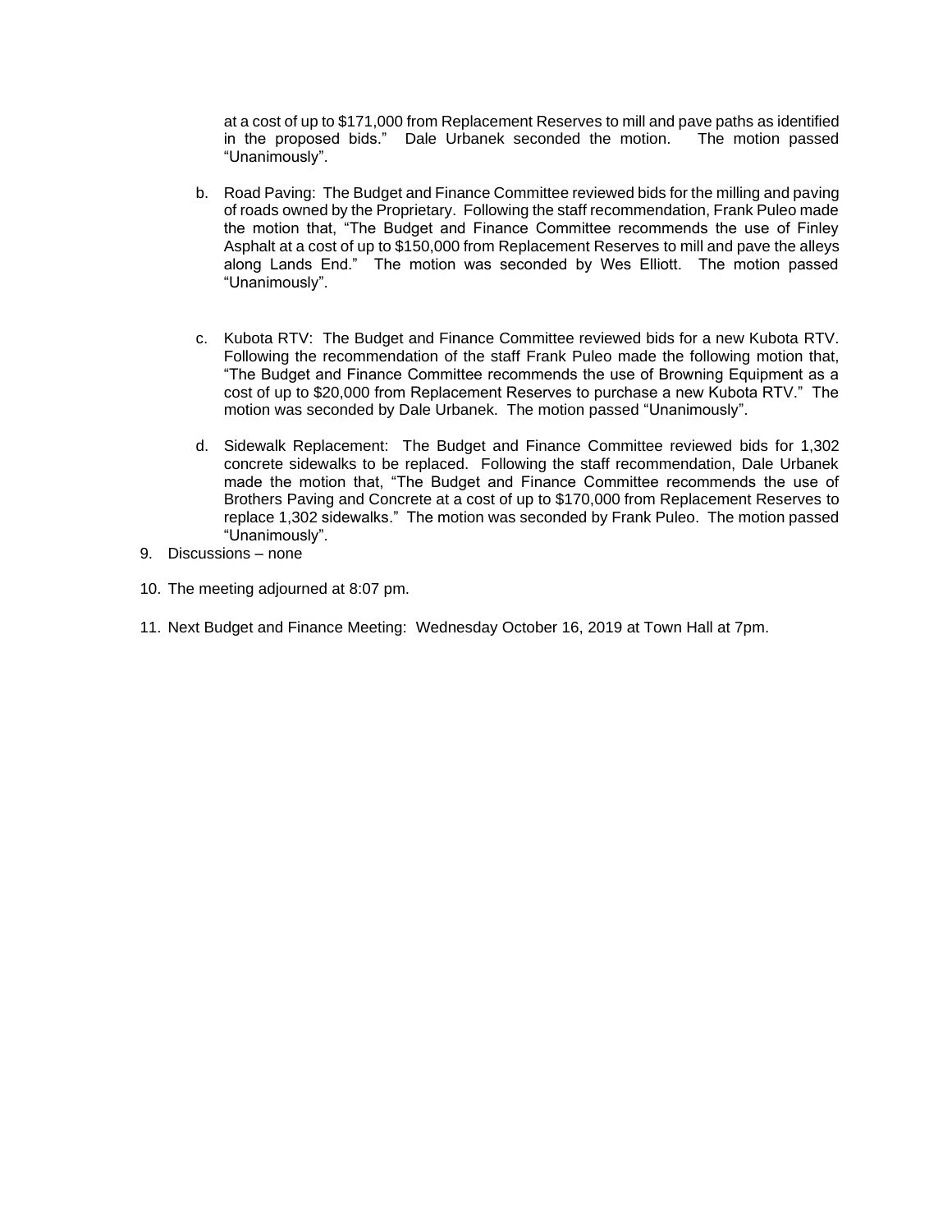at a cost of up to $171,000 from Replacement Reserves to mill and pave paths as identified in the proposed bids." Dale Urbanek seconded the motion. The motion passed "Unanimously".

b. Road Paving: The Budget and Finance Committee reviewed bids for the milling and paving of roads owned by the Proprietary. Following the staff recommendation, Frank Puleo made the motion that, "The Budget and Finance Committee recommends the use of Finley Asphalt at a cost of up to $150,000 from Replacement Reserves to mill and pave the alleys along Lands End." The motion was seconded by Wes Elliott. The motion passed "Unanimously".

c. Kubota RTV: The Budget and Finance Committee reviewed bids for a new Kubota RTV. Following the recommendation of the staff Frank Puleo made the following motion that, "The Budget and Finance Committee recommends the use of Browning Equipment as a cost of up to $20,000 from Replacement Reserves to purchase a new Kubota RTV." The motion was seconded by Dale Urbanek. The motion passed "Unanimously".

d. Sidewalk Replacement: The Budget and Finance Committee reviewed bids for 1,302 concrete sidewalks to be replaced. Following the staff recommendation, Dale Urbanek made the motion that, "The Budget and Finance Committee recommends the use of Brothers Paving and Concrete at a cost of up to $170,000 from Replacement Reserves to replace 1,302 sidewalks." The motion was seconded by Frank Puleo. The motion passed "Unanimously".

9. Discussions – none

10. The meeting adjourned at 8:07 pm.

11. Next Budget and Finance Meeting: Wednesday October 16, 2019 at Town Hall at 7pm.